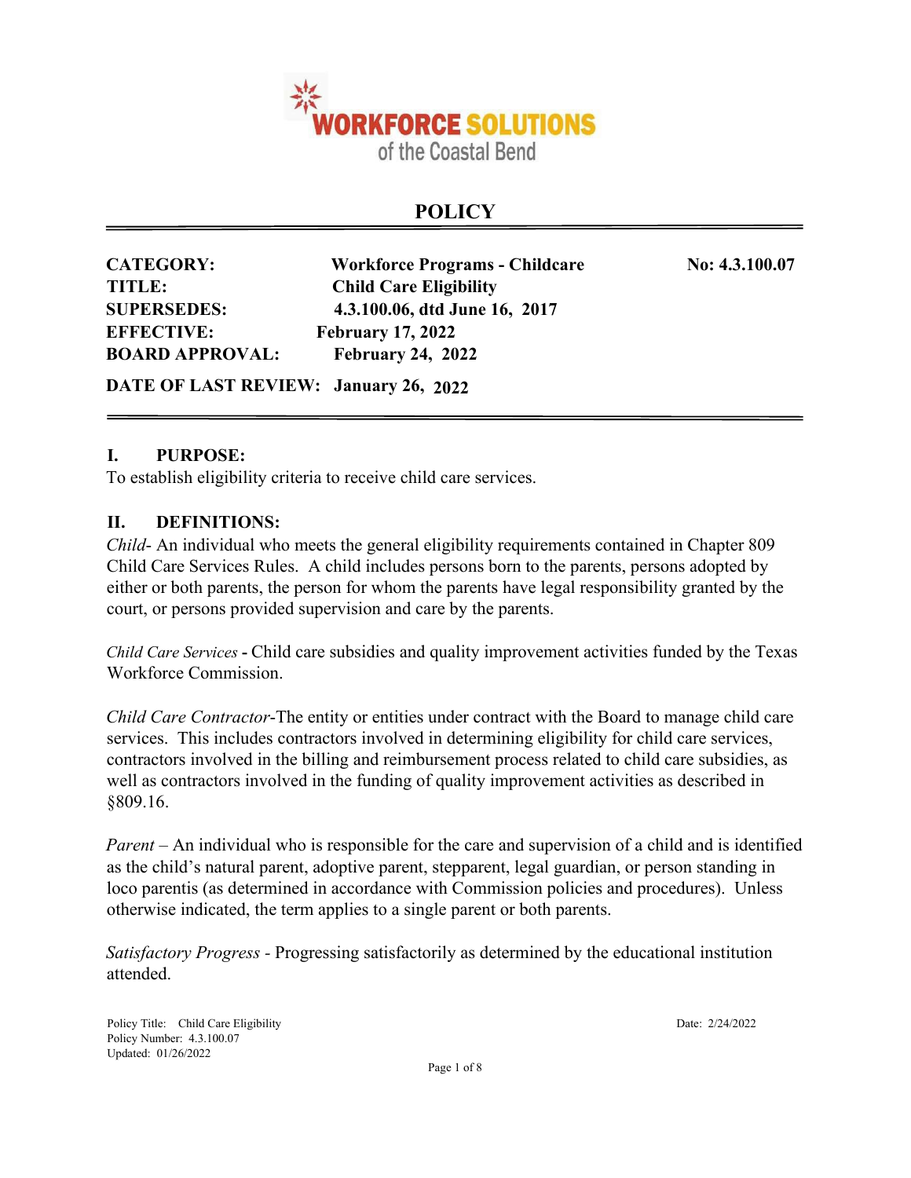WORKFORCE SOLUTIONS
of the Coastal Bend

# POLICY

| | | |
|---|---|---|
| **CATEGORY:** | **Workforce Programs - Childcare** | **No: 4.3.100.07** |
| **TITLE:** | **Child Care Eligibility** | |
| **SUPERSEDES:** | **4.3.100.06, dtd June 16, 2017** | |
| **EFFECTIVE:** | **February 17, 2022** | |
| **BOARD APPROVAL:** | **February 24, 2022** | |
| **DATE OF LAST REVIEW:** | **January 26, 2022** | |

## I. PURPOSE:

To establish eligibility criteria to receive child care services.

## II. DEFINITIONS:

*Child*- An individual who meets the general eligibility requirements contained in Chapter 809 Child Care Services Rules. A child includes persons born to the parents, persons adopted by either or both parents, the person for whom the parents have legal responsibility granted by the court, or persons provided supervision and care by the parents.

*Child Care Services* **-** Child care subsidies and quality improvement activities funded by the Texas Workforce Commission.

*Child Care Contractor*-The entity or entities under contract with the Board to manage child care services. This includes contractors involved in determining eligibility for child care services, contractors involved in the billing and reimbursement process related to child care subsidies, as well as contractors involved in the funding of quality improvement activities as described in §809.16.

*Parent* – An individual who is responsible for the care and supervision of a child and is identified as the child's natural parent, adoptive parent, stepparent, legal guardian, or person standing in loco parentis (as determined in accordance with Commission policies and procedures). Unless otherwise indicated, the term applies to a single parent or both parents.

*Satisfactory Progress* - Progressing satisfactorily as determined by the educational institution attended.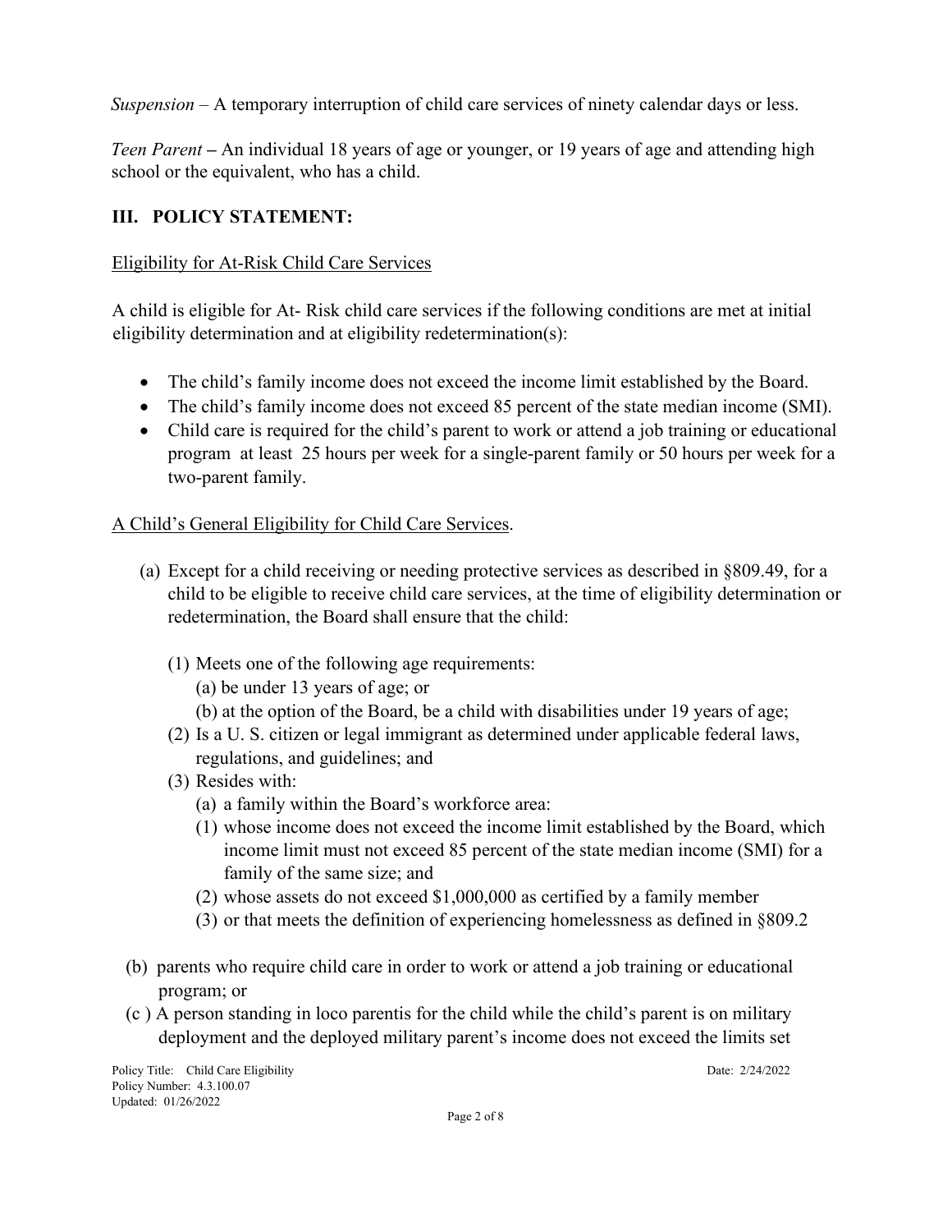*Suspension* – A temporary interruption of child care services of ninety calendar days or less.

*Teen Parent* **–** An individual 18 years of age or younger, or 19 years of age and attending high school or the equivalent, who has a child.

## III. POLICY STATEMENT:

Eligibility for At-Risk Child Care Services

A child is eligible for At- Risk child care services if the following conditions are met at initial eligibility determination and at eligibility redetermination(s):

- The child's family income does not exceed the income limit established by the Board.
- The child's family income does not exceed 85 percent of the state median income (SMI).
- Child care is required for the child's parent to work or attend a job training or educational program at least 25 hours per week for a single-parent family or 50 hours per week for a two-parent family.

A Child's General Eligibility for Child Care Services.

(a) Except for a child receiving or needing protective services as described in §809.49, for a child to be eligible to receive child care services, at the time of eligibility determination or redetermination, the Board shall ensure that the child:

  (1) Meets one of the following age requirements:
    (a) be under 13 years of age; or
    (b) at the option of the Board, be a child with disabilities under 19 years of age;
  (2) Is a U. S. citizen or legal immigrant as determined under applicable federal laws, regulations, and guidelines; and
  (3) Resides with:
    (a) a family within the Board's workforce area:
    (1) whose income does not exceed the income limit established by the Board, which income limit must not exceed 85 percent of the state median income (SMI) for a family of the same size; and
    (2) whose assets do not exceed $1,000,000 as certified by a family member
    (3) or that meets the definition of experiencing homelessness as defined in §809.2

(b) parents who require child care in order to work or attend a job training or educational program; or

(c ) A person standing in loco parentis for the child while the child's parent is on military deployment and the deployed military parent's income does not exceed the limits set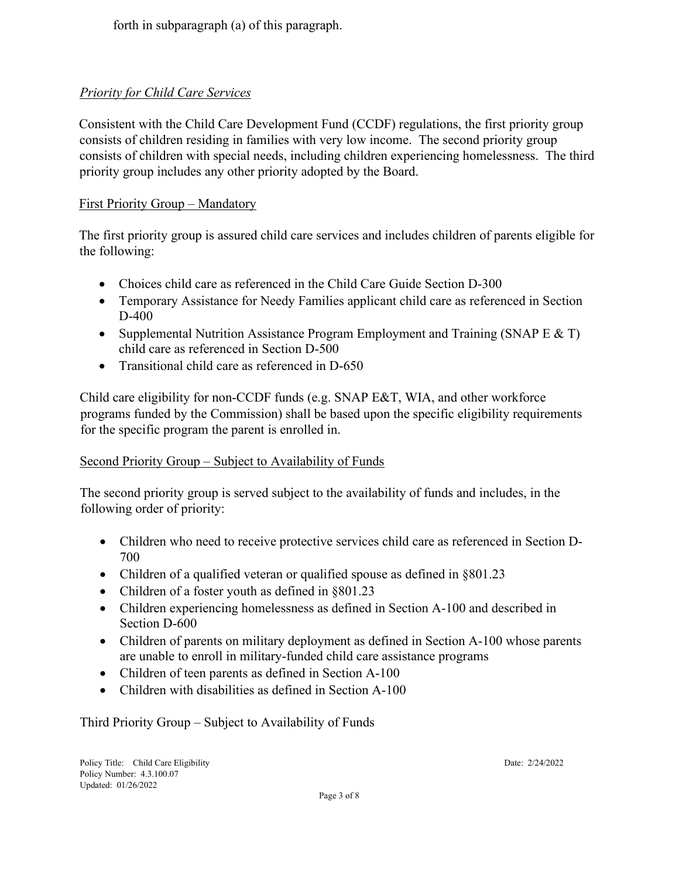forth in subparagraph (a) of this paragraph.

*Priority for Child Care Services*

Consistent with the Child Care Development Fund (CCDF) regulations, the first priority group consists of children residing in families with very low income. The second priority group consists of children with special needs, including children experiencing homelessness. The third priority group includes any other priority adopted by the Board.

First Priority Group – Mandatory

The first priority group is assured child care services and includes children of parents eligible for the following:

- Choices child care as referenced in the Child Care Guide Section D-300
- Temporary Assistance for Needy Families applicant child care as referenced in Section D-400
- Supplemental Nutrition Assistance Program Employment and Training (SNAP E & T) child care as referenced in Section D-500
- Transitional child care as referenced in D-650

Child care eligibility for non-CCDF funds (e.g. SNAP E&T, WIA, and other workforce programs funded by the Commission) shall be based upon the specific eligibility requirements for the specific program the parent is enrolled in.

Second Priority Group – Subject to Availability of Funds

The second priority group is served subject to the availability of funds and includes, in the following order of priority:

- Children who need to receive protective services child care as referenced in Section D-700
- Children of a qualified veteran or qualified spouse as defined in §801.23
- Children of a foster youth as defined in §801.23
- Children experiencing homelessness as defined in Section A-100 and described in Section D-600
- Children of parents on military deployment as defined in Section A-100 whose parents are unable to enroll in military-funded child care assistance programs
- Children of teen parents as defined in Section A-100
- Children with disabilities as defined in Section A-100

Third Priority Group – Subject to Availability of Funds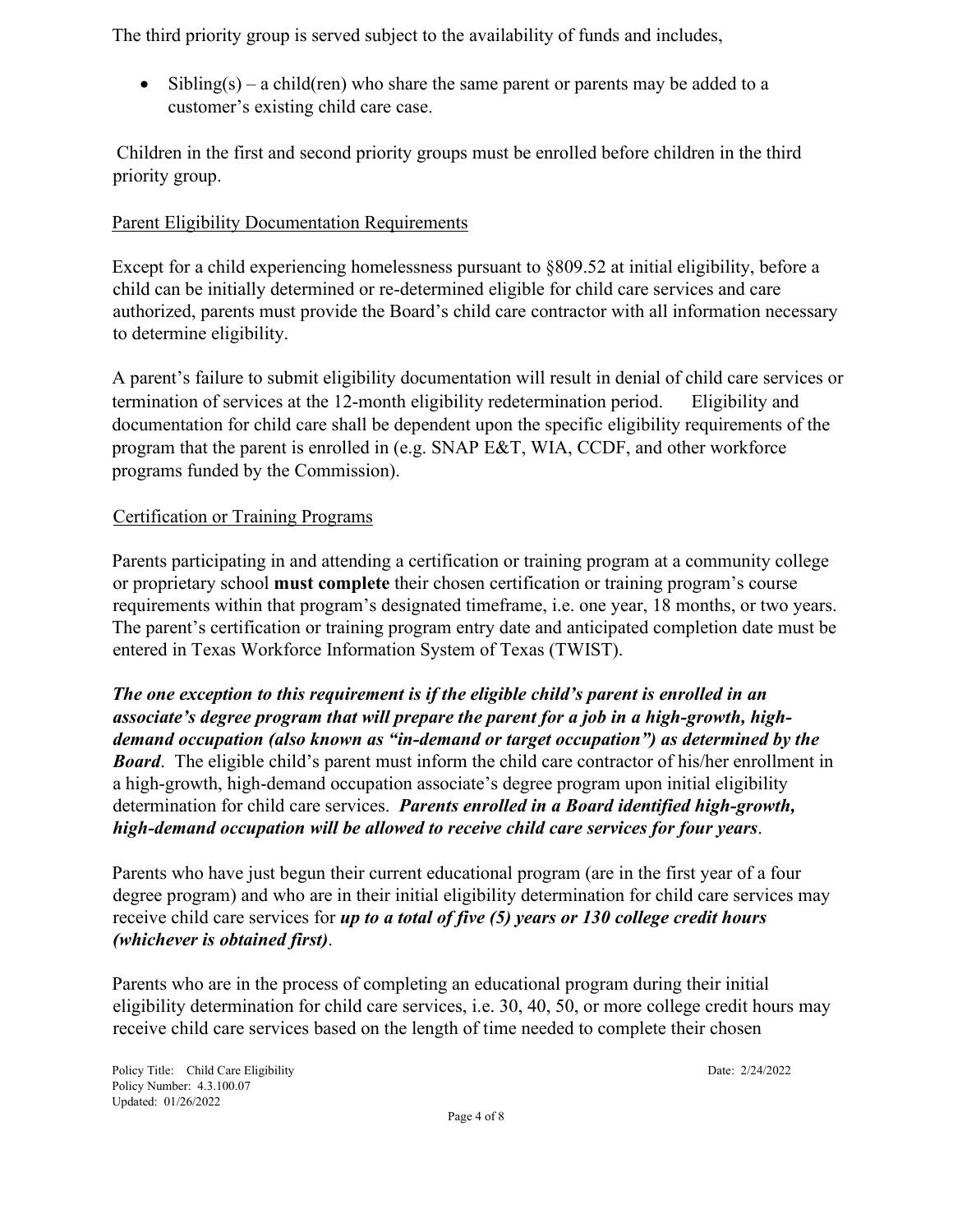The third priority group is served subject to the availability of funds and includes,

- Sibling(s) – a child(ren) who share the same parent or parents may be added to a customer's existing child care case.

Children in the first and second priority groups must be enrolled before children in the third priority group.

Parent Eligibility Documentation Requirements

Except for a child experiencing homelessness pursuant to §809.52 at initial eligibility, before a child can be initially determined or re-determined eligible for child care services and care authorized, parents must provide the Board's child care contractor with all information necessary to determine eligibility.

A parent's failure to submit eligibility documentation will result in denial of child care services or termination of services at the 12-month eligibility redetermination period. Eligibility and documentation for child care shall be dependent upon the specific eligibility requirements of the program that the parent is enrolled in (e.g. SNAP E&T, WIA, CCDF, and other workforce programs funded by the Commission).

Certification or Training Programs

Parents participating in and attending a certification or training program at a community college or proprietary school **must complete** their chosen certification or training program's course requirements within that program's designated timeframe, i.e. one year, 18 months, or two years. The parent's certification or training program entry date and anticipated completion date must be entered in Texas Workforce Information System of Texas (TWIST).

***The one exception to this requirement is if the eligible child's parent is enrolled in an associate's degree program that will prepare the parent for a job in a high-growth, high-demand occupation (also known as "in-demand or target occupation") as determined by the Board***. The eligible child's parent must inform the child care contractor of his/her enrollment in a high-growth, high-demand occupation associate's degree program upon initial eligibility determination for child care services. ***Parents enrolled in a Board identified high-growth, high-demand occupation will be allowed to receive child care services for four years***.

Parents who have just begun their current educational program (are in the first year of a four degree program) and who are in their initial eligibility determination for child care services may receive child care services for ***up to a total of five (5) years or 130 college credit hours (whichever is obtained first)***.

Parents who are in the process of completing an educational program during their initial eligibility determination for child care services, i.e. 30, 40, 50, or more college credit hours may receive child care services based on the length of time needed to complete their chosen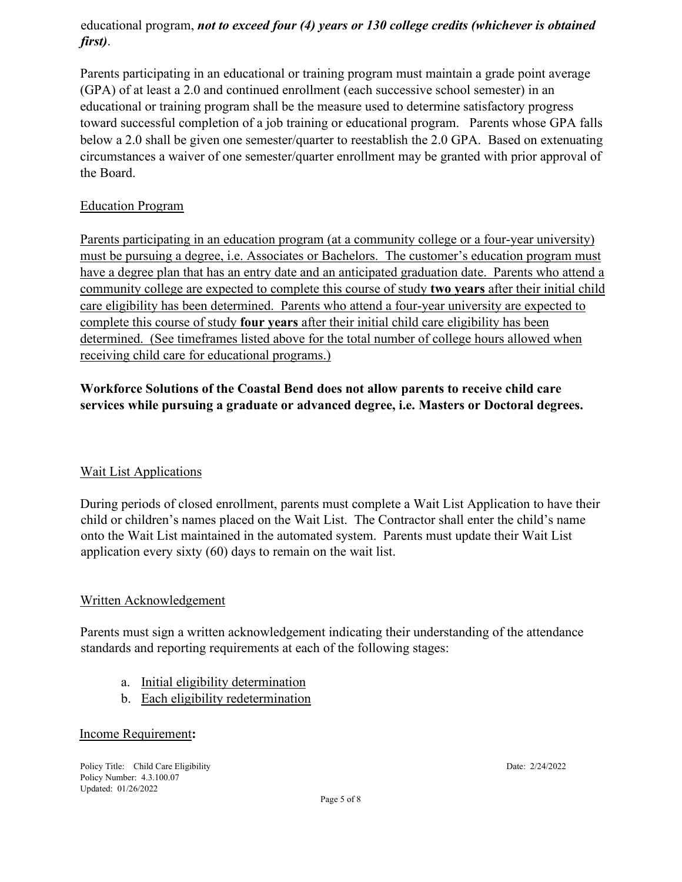educational program, ***not to exceed four (4) years or 130 college credits (whichever is obtained first)***.

Parents participating in an educational or training program must maintain a grade point average (GPA) of at least a 2.0 and continued enrollment (each successive school semester) in an educational or training program shall be the measure used to determine satisfactory progress toward successful completion of a job training or educational program. Parents whose GPA falls below a 2.0 shall be given one semester/quarter to reestablish the 2.0 GPA. Based on extenuating circumstances a waiver of one semester/quarter enrollment may be granted with prior approval of the Board.

<u>Education Program</u>

<u>Parents participating in an education program (at a community college or a four-year university) must be pursuing a degree, i.e. Associates or Bachelors. The customer's education program must have a degree plan that has an entry date and an anticipated graduation date. Parents who attend a community college are expected to complete this course of study **two years** after their initial child care eligibility has been determined. Parents who attend a four-year university are expected to complete this course of study **four years** after their initial child care eligibility has been determined. (See timeframes listed above for the total number of college hours allowed when receiving child care for educational programs.)</u>

**Workforce Solutions of the Coastal Bend does not allow parents to receive child care services while pursuing a graduate or advanced degree, i.e. Masters or Doctoral degrees.**

<u>Wait List Applications</u>

During periods of closed enrollment, parents must complete a Wait List Application to have their child or children's names placed on the Wait List. The Contractor shall enter the child's name onto the Wait List maintained in the automated system. Parents must update their Wait List application every sixty (60) days to remain on the wait list.

<u>Written Acknowledgement</u>

Parents must sign a written acknowledgement indicating their understanding of the attendance standards and reporting requirements at each of the following stages:

a. <u>Initial eligibility determination</u>
b. <u>Each eligibility redetermination</u>

<u>Income Requirement</u>**:**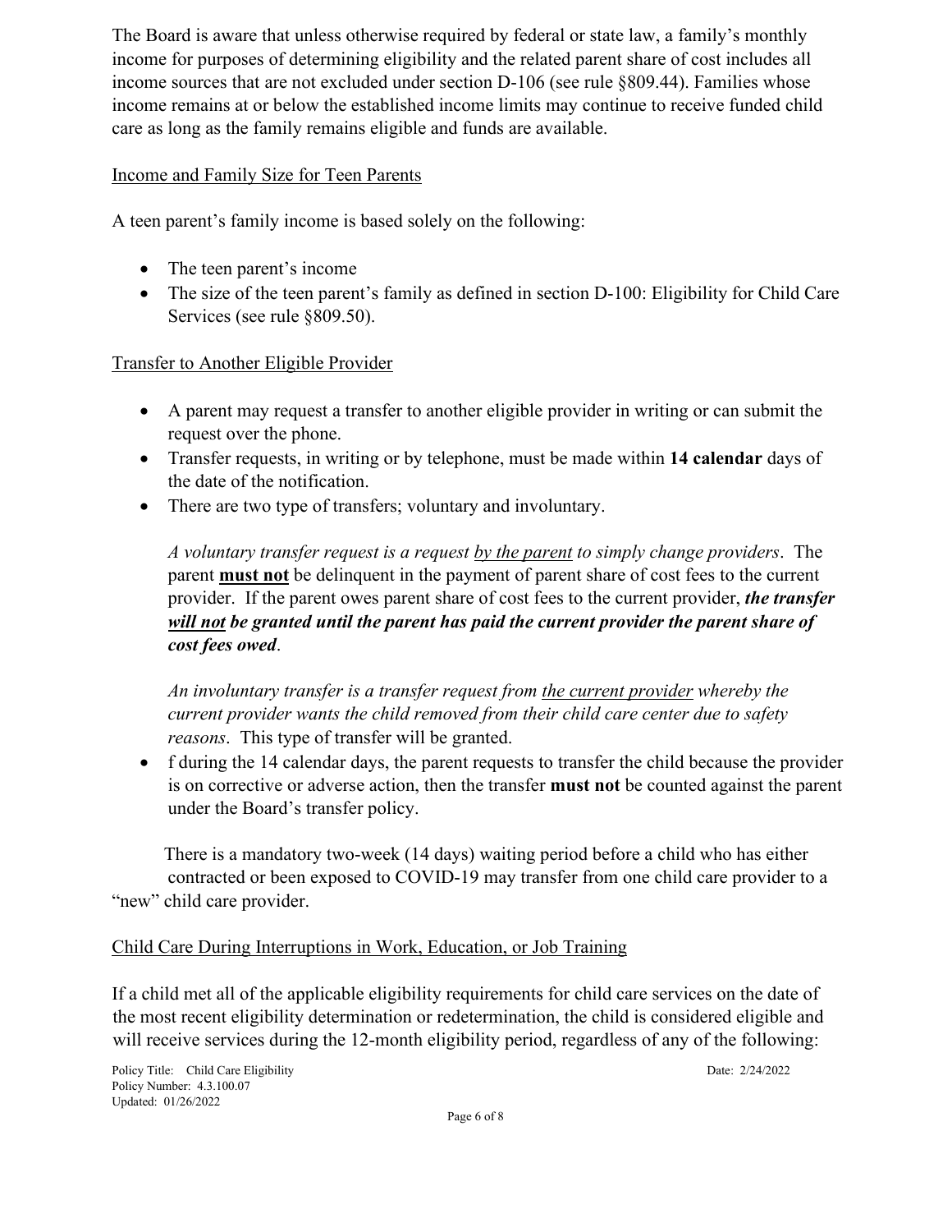The Board is aware that unless otherwise required by federal or state law, a family's monthly income for purposes of determining eligibility and the related parent share of cost includes all income sources that are not excluded under section D-106 (see rule §809.44). Families whose income remains at or below the established income limits may continue to receive funded child care as long as the family remains eligible and funds are available.

Income and Family Size for Teen Parents

A teen parent's family income is based solely on the following:

- The teen parent's income
- The size of the teen parent's family as defined in section D-100: Eligibility for Child Care Services (see rule §809.50).

Transfer to Another Eligible Provider

- A parent may request a transfer to another eligible provider in writing or can submit the request over the phone.
- Transfer requests, in writing or by telephone, must be made within **14 calendar** days of the date of the notification.
- There are two type of transfers; voluntary and involuntary.

  *A voluntary transfer request is a request by the parent to simply change providers*. The parent **must not** be delinquent in the payment of parent share of cost fees to the current provider. If the parent owes parent share of cost fees to the current provider, ***the transfer will not be granted until the parent has paid the current provider the parent share of cost fees owed***.

  *An involuntary transfer is a transfer request from the current provider whereby the current provider wants the child removed from their child care center due to safety reasons*. This type of transfer will be granted.

- f during the 14 calendar days, the parent requests to transfer the child because the provider is on corrective or adverse action, then the transfer **must not** be counted against the parent under the Board's transfer policy.

There is a mandatory two-week (14 days) waiting period before a child who has either contracted or been exposed to COVID-19 may transfer from one child care provider to a "new" child care provider.

Child Care During Interruptions in Work, Education, or Job Training

If a child met all of the applicable eligibility requirements for child care services on the date of the most recent eligibility determination or redetermination, the child is considered eligible and will receive services during the 12-month eligibility period, regardless of any of the following: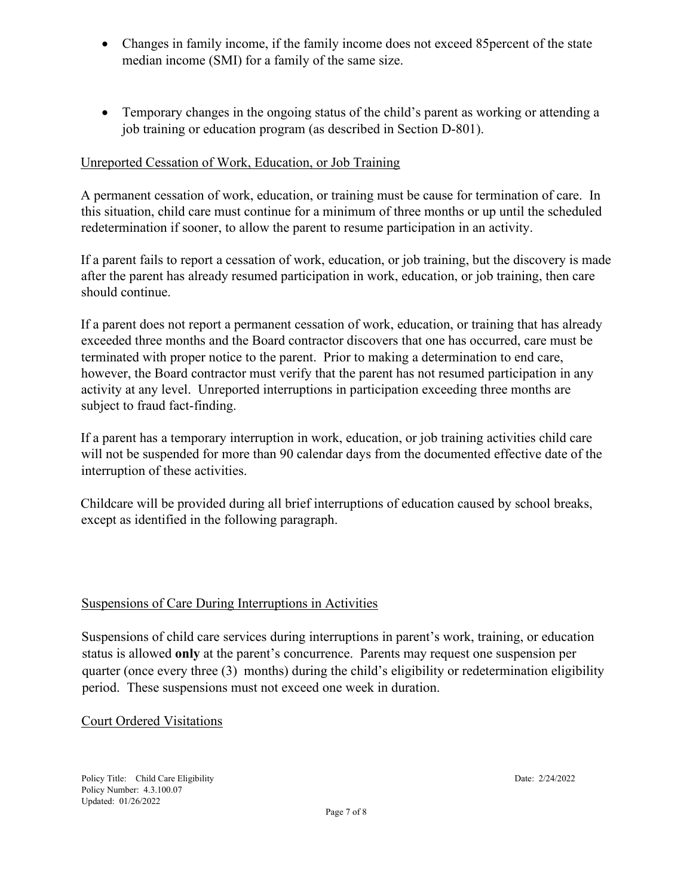- Changes in family income, if the family income does not exceed 85percent of the state median income (SMI) for a family of the same size.

- Temporary changes in the ongoing status of the child's parent as working or attending a job training or education program (as described in Section D-801).

Unreported Cessation of Work, Education, or Job Training

A permanent cessation of work, education, or training must be cause for termination of care. In this situation, child care must continue for a minimum of three months or up until the scheduled redetermination if sooner, to allow the parent to resume participation in an activity.

If a parent fails to report a cessation of work, education, or job training, but the discovery is made after the parent has already resumed participation in work, education, or job training, then care should continue.

If a parent does not report a permanent cessation of work, education, or training that has already exceeded three months and the Board contractor discovers that one has occurred, care must be terminated with proper notice to the parent. Prior to making a determination to end care, however, the Board contractor must verify that the parent has not resumed participation in any activity at any level. Unreported interruptions in participation exceeding three months are subject to fraud fact-finding.

If a parent has a temporary interruption in work, education, or job training activities child care will not be suspended for more than 90 calendar days from the documented effective date of the interruption of these activities.

Childcare will be provided during all brief interruptions of education caused by school breaks, except as identified in the following paragraph.

Suspensions of Care During Interruptions in Activities

Suspensions of child care services during interruptions in parent's work, training, or education status is allowed **only** at the parent's concurrence. Parents may request one suspension per quarter (once every three (3) months) during the child's eligibility or redetermination eligibility period. These suspensions must not exceed one week in duration.

Court Ordered Visitations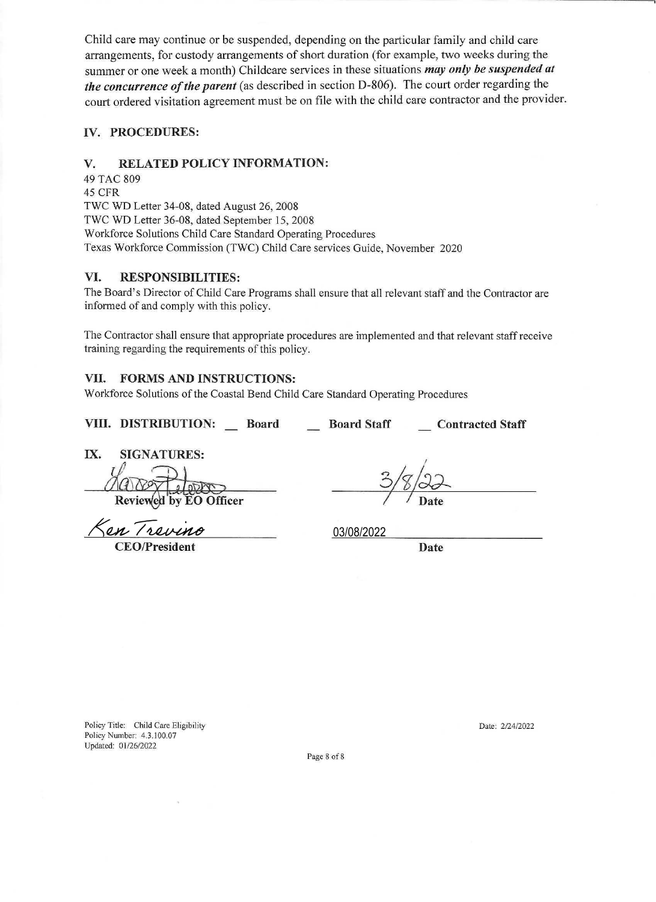Child care may continue or be suspended, depending on the particular family and child care arrangements, for custody arrangements of short duration (for example, two weeks during the summer or one week a month) Childcare services in these situations ***may only be suspended at the concurrence of the parent*** (as described in section D-806). The court order regarding the court ordered visitation agreement must be on file with the child care contractor and the provider.

## IV. PROCEDURES:

## V. RELATED POLICY INFORMATION:

49 TAC 809
45 CFR
TWC WD Letter 34-08, dated August 26, 2008
TWC WD Letter 36-08, dated September 15, 2008
Workforce Solutions Child Care Standard Operating Procedures
Texas Workforce Commission (TWC) Child Care services Guide, November 2020

## VI. RESPONSIBILITIES:

The Board's Director of Child Care Programs shall ensure that all relevant staff and the Contractor are informed of and comply with this policy.

The Contractor shall ensure that appropriate procedures are implemented and that relevant staff receive training regarding the requirements of this policy.

## VII. FORMS AND INSTRUCTIONS:

Workforce Solutions of the Coastal Bend Child Care Standard Operating Procedures

## VIII. DISTRIBUTION: __ Board __ Board Staff __ Contracted Staff

## IX. SIGNATURES:

| | |
|---|---|
| Reviewed by EO Officer | 3/8/22 Date |
| Ken Trevino CEO/President | 03/08/2022 Date |

Policy Title: Child Care Eligibility
Policy Number: 4.3.100.07
Updated: 01/26/2022

Date: 2/24/2022